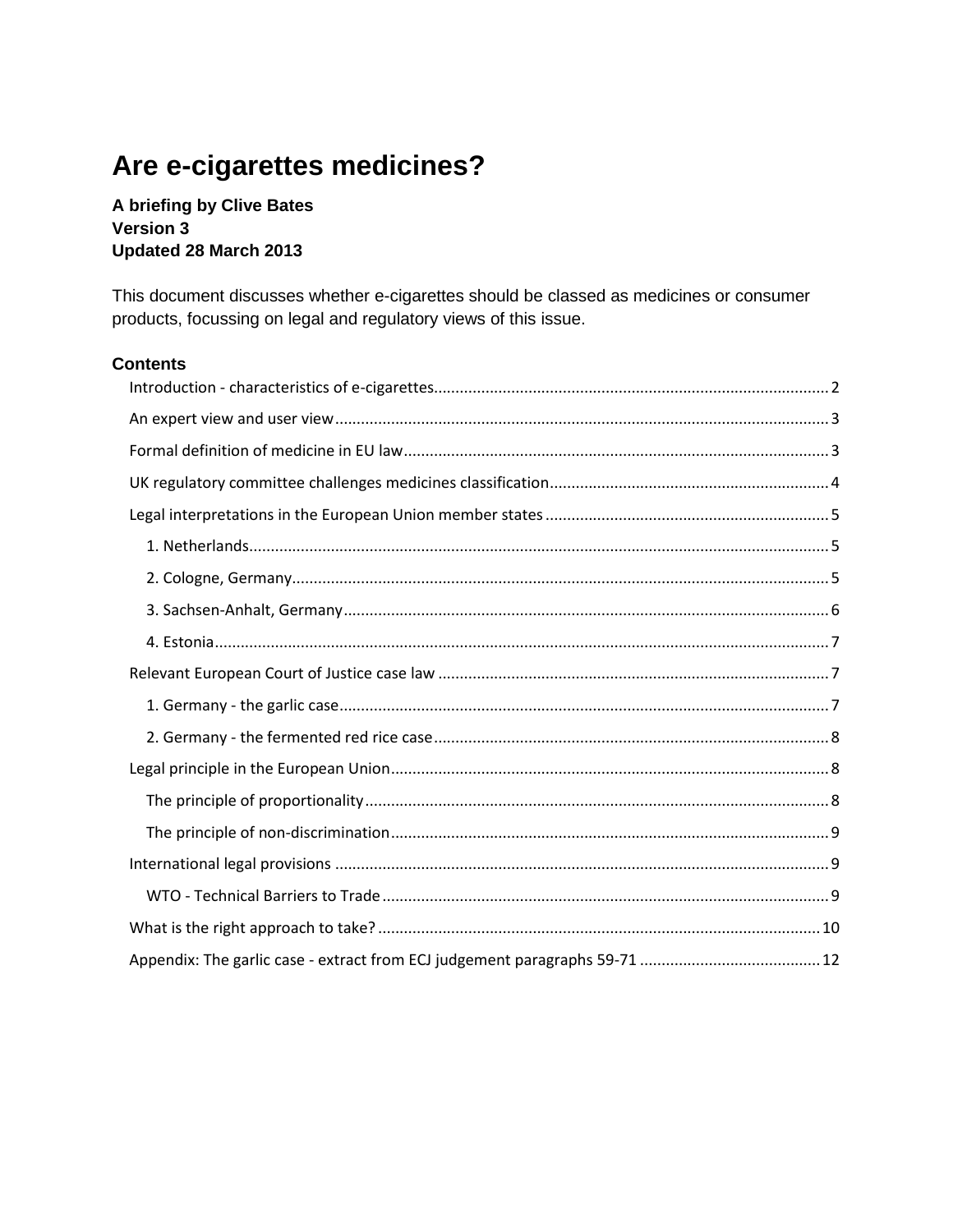# Are e-cigarettes medicines?

**A briefing by Clive Bates**
**Version 3**
**Updated 28 March 2013**

This document discusses whether e-cigarettes should be classed as medicines or consumer products, focussing on legal and regulatory views of this issue.

### Contents

- Introduction - characteristics of e-cigarettes ........ 2
- An expert view and user view ........ 3
- Formal definition of medicine in EU law ........ 3
- UK regulatory committee challenges medicines classification ........ 4
- Legal interpretations in the European Union member states ........ 5
  - 1. Netherlands ........ 5
  - 2. Cologne, Germany ........ 5
  - 3. Sachsen-Anhalt, Germany ........ 6
  - 4. Estonia ........ 7
- Relevant European Court of Justice case law ........ 7
  - 1. Germany - the garlic case ........ 7
  - 2. Germany - the fermented red rice case ........ 8
- Legal principle in the European Union ........ 8
  - The principle of proportionality ........ 8
  - The principle of non-discrimination ........ 9
- International legal provisions ........ 9
  - WTO - Technical Barriers to Trade ........ 9
- What is the right approach to take? ........ 10
- Appendix: The garlic case - extract from ECJ judgement paragraphs 59-71 ........ 12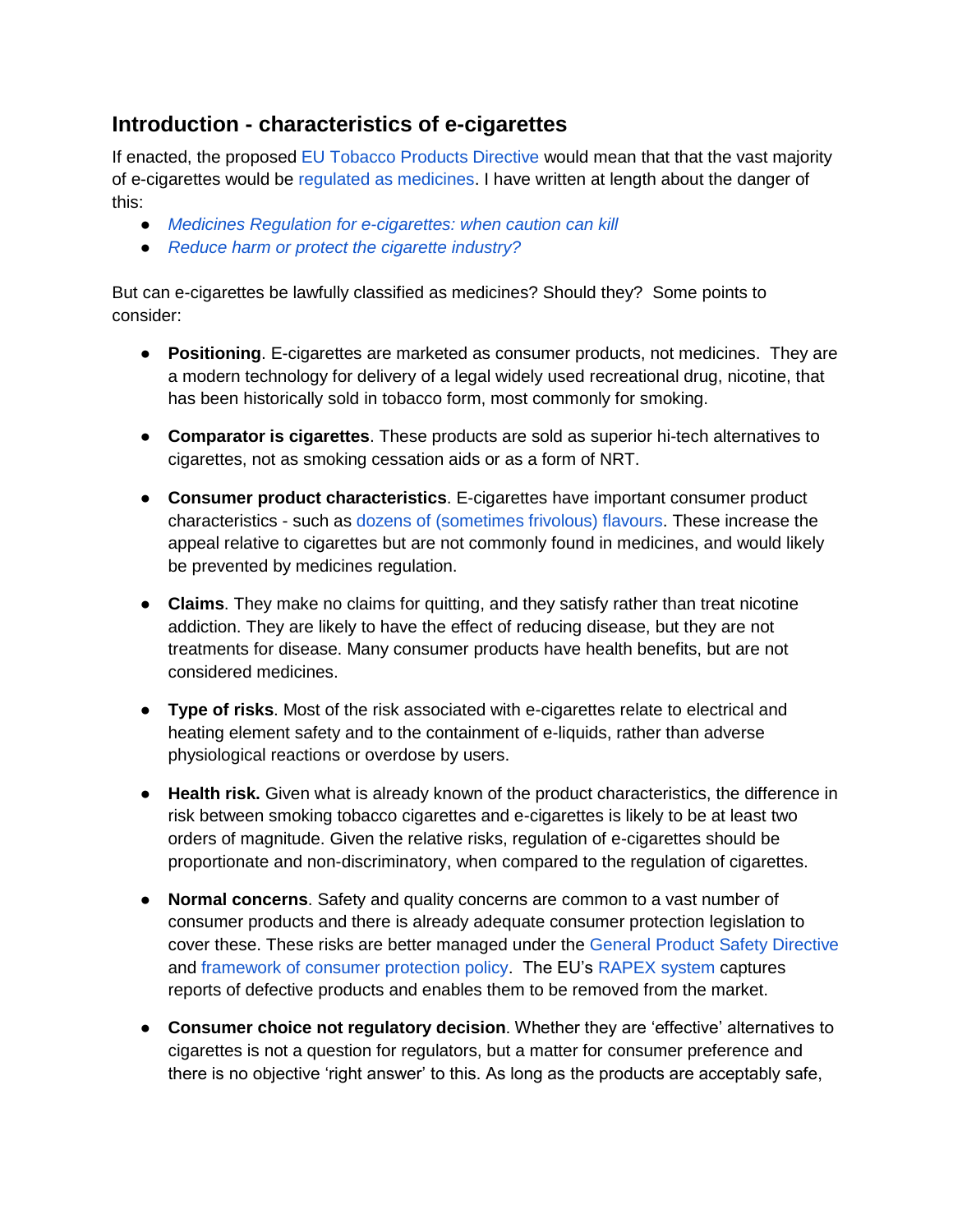## Introduction - characteristics of e-cigarettes

If enacted, the proposed EU Tobacco Products Directive would mean that that the vast majority of e-cigarettes would be regulated as medicines. I have written at length about the danger of this:

- *Medicines Regulation for e-cigarettes: when caution can kill*
- *Reduce harm or protect the cigarette industry?*

But can e-cigarettes be lawfully classified as medicines? Should they? Some points to consider:

- **Positioning**. E-cigarettes are marketed as consumer products, not medicines. They are a modern technology for delivery of a legal widely used recreational drug, nicotine, that has been historically sold in tobacco form, most commonly for smoking.

- **Comparator is cigarettes**. These products are sold as superior hi-tech alternatives to cigarettes, not as smoking cessation aids or as a form of NRT.

- **Consumer product characteristics**. E-cigarettes have important consumer product characteristics - such as dozens of (sometimes frivolous) flavours. These increase the appeal relative to cigarettes but are not commonly found in medicines, and would likely be prevented by medicines regulation.

- **Claims**. They make no claims for quitting, and they satisfy rather than treat nicotine addiction. They are likely to have the effect of reducing disease, but they are not treatments for disease. Many consumer products have health benefits, but are not considered medicines.

- **Type of risks**. Most of the risk associated with e-cigarettes relate to electrical and heating element safety and to the containment of e-liquids, rather than adverse physiological reactions or overdose by users.

- **Health risk.** Given what is already known of the product characteristics, the difference in risk between smoking tobacco cigarettes and e-cigarettes is likely to be at least two orders of magnitude. Given the relative risks, regulation of e-cigarettes should be proportionate and non-discriminatory, when compared to the regulation of cigarettes.

- **Normal concerns**. Safety and quality concerns are common to a vast number of consumer products and there is already adequate consumer protection legislation to cover these. These risks are better managed under the General Product Safety Directive and framework of consumer protection policy. The EU's RAPEX system captures reports of defective products and enables them to be removed from the market.

- **Consumer choice not regulatory decision**. Whether they are 'effective' alternatives to cigarettes is not a question for regulators, but a matter for consumer preference and there is no objective 'right answer' to this. As long as the products are acceptably safe,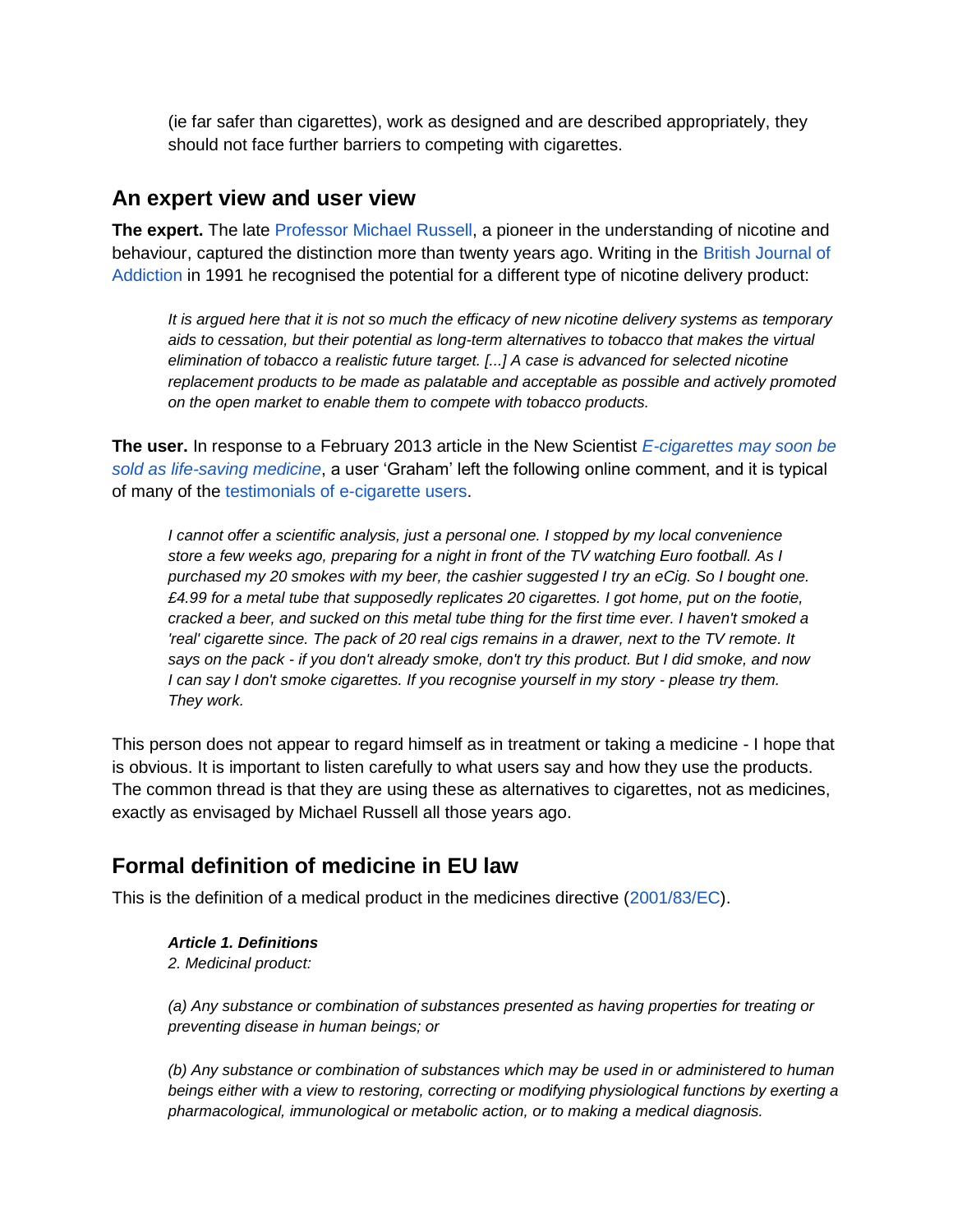(ie far safer than cigarettes), work as designed and are described appropriately, they should not face further barriers to competing with cigarettes.

## An expert view and user view

**The expert.** The late Professor Michael Russell, a pioneer in the understanding of nicotine and behaviour, captured the distinction more than twenty years ago. Writing in the British Journal of Addiction in 1991 he recognised the potential for a different type of nicotine delivery product:

> *It is argued here that it is not so much the efficacy of new nicotine delivery systems as temporary aids to cessation, but their potential as long-term alternatives to tobacco that makes the virtual elimination of tobacco a realistic future target. [...] A case is advanced for selected nicotine replacement products to be made as palatable and acceptable as possible and actively promoted on the open market to enable them to compete with tobacco products.*

**The user.** In response to a February 2013 article in the New Scientist *E-cigarettes may soon be sold as life-saving medicine*, a user 'Graham' left the following online comment, and it is typical of many of the testimonials of e-cigarette users.

> *I cannot offer a scientific analysis, just a personal one. I stopped by my local convenience store a few weeks ago, preparing for a night in front of the TV watching Euro football. As I purchased my 20 smokes with my beer, the cashier suggested I try an eCig. So I bought one. £4.99 for a metal tube that supposedly replicates 20 cigarettes. I got home, put on the footie, cracked a beer, and sucked on this metal tube thing for the first time ever. I haven't smoked a 'real' cigarette since. The pack of 20 real cigs remains in a drawer, next to the TV remote. It says on the pack - if you don't already smoke, don't try this product. But I did smoke, and now I can say I don't smoke cigarettes. If you recognise yourself in my story - please try them. They work.*

This person does not appear to regard himself as in treatment or taking a medicine - I hope that is obvious. It is important to listen carefully to what users say and how they use the products. The common thread is that they are using these as alternatives to cigarettes, not as medicines, exactly as envisaged by Michael Russell all those years ago.

## Formal definition of medicine in EU law

This is the definition of a medical product in the medicines directive (2001/83/EC).

> ***Article 1. Definitions***
> *2. Medicinal product:*
>
> *(a) Any substance or combination of substances presented as having properties for treating or preventing disease in human beings; or*
>
> *(b) Any substance or combination of substances which may be used in or administered to human beings either with a view to restoring, correcting or modifying physiological functions by exerting a pharmacological, immunological or metabolic action, or to making a medical diagnosis.*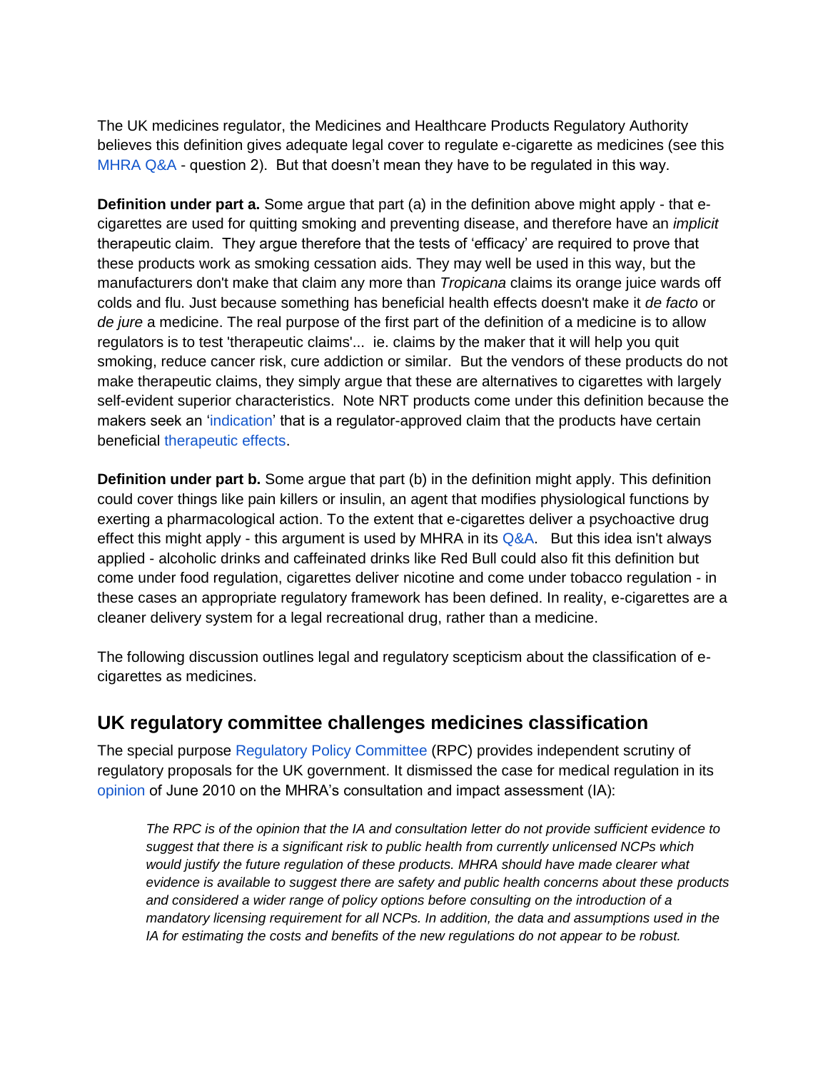The UK medicines regulator, the Medicines and Healthcare Products Regulatory Authority believes this definition gives adequate legal cover to regulate e-cigarette as medicines (see this MHRA Q&A - question 2). But that doesn't mean they have to be regulated in this way.

**Definition under part a.** Some argue that part (a) in the definition above might apply - that e-cigarettes are used for quitting smoking and preventing disease, and therefore have an *implicit* therapeutic claim. They argue therefore that the tests of 'efficacy' are required to prove that these products work as smoking cessation aids. They may well be used in this way, but the manufacturers don't make that claim any more than *Tropicana* claims its orange juice wards off colds and flu. Just because something has beneficial health effects doesn't make it *de facto* or *de jure* a medicine. The real purpose of the first part of the definition of a medicine is to allow regulators is to test 'therapeutic claims'... ie. claims by the maker that it will help you quit smoking, reduce cancer risk, cure addiction or similar. But the vendors of these products do not make therapeutic claims, they simply argue that these are alternatives to cigarettes with largely self-evident superior characteristics. Note NRT products come under this definition because the makers seek an 'indication' that is a regulator-approved claim that the products have certain beneficial therapeutic effects.

**Definition under part b.** Some argue that part (b) in the definition might apply. This definition could cover things like pain killers or insulin, an agent that modifies physiological functions by exerting a pharmacological action. To the extent that e-cigarettes deliver a psychoactive drug effect this might apply - this argument is used by MHRA in its Q&A. But this idea isn't always applied - alcoholic drinks and caffeinated drinks like Red Bull could also fit this definition but come under food regulation, cigarettes deliver nicotine and come under tobacco regulation - in these cases an appropriate regulatory framework has been defined. In reality, e-cigarettes are a cleaner delivery system for a legal recreational drug, rather than a medicine.

The following discussion outlines legal and regulatory scepticism about the classification of e-cigarettes as medicines.

## UK regulatory committee challenges medicines classification

The special purpose Regulatory Policy Committee (RPC) provides independent scrutiny of regulatory proposals for the UK government. It dismissed the case for medical regulation in its opinion of June 2010 on the MHRA's consultation and impact assessment (IA):

> *The RPC is of the opinion that the IA and consultation letter do not provide sufficient evidence to suggest that there is a significant risk to public health from currently unlicensed NCPs which would justify the future regulation of these products. MHRA should have made clearer what evidence is available to suggest there are safety and public health concerns about these products and considered a wider range of policy options before consulting on the introduction of a mandatory licensing requirement for all NCPs. In addition, the data and assumptions used in the IA for estimating the costs and benefits of the new regulations do not appear to be robust.*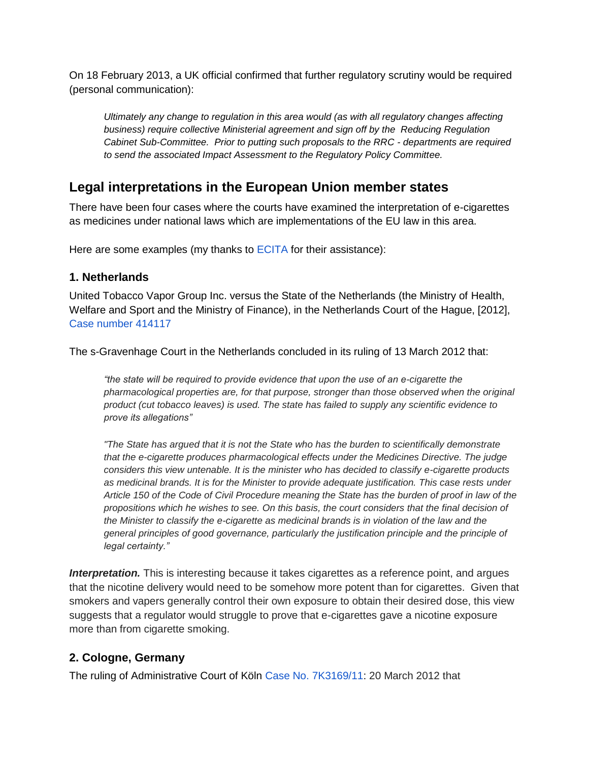On 18 February 2013, a UK official confirmed that further regulatory scrutiny would be required (personal communication):

> *Ultimately any change to regulation in this area would (as with all regulatory changes affecting business) require collective Ministerial agreement and sign off by the Reducing Regulation Cabinet Sub-Committee. Prior to putting such proposals to the RRC - departments are required to send the associated Impact Assessment to the Regulatory Policy Committee.*

## Legal interpretations in the European Union member states

There have been four cases where the courts have examined the interpretation of e-cigarettes as medicines under national laws which are implementations of the EU law in this area.

Here are some examples (my thanks to ECITA for their assistance):

### 1. Netherlands

United Tobacco Vapor Group Inc. versus the State of the Netherlands (the Ministry of Health, Welfare and Sport and the Ministry of Finance), in the Netherlands Court of the Hague, [2012], Case number 414117

The s-Gravenhage Court in the Netherlands concluded in its ruling of 13 March 2012 that:

> *"the state will be required to provide evidence that upon the use of an e-cigarette the pharmacological properties are, for that purpose, stronger than those observed when the original product (cut tobacco leaves) is used. The state has failed to supply any scientific evidence to prove its allegations"*
>
> *"The State has argued that it is not the State who has the burden to scientifically demonstrate that the e-cigarette produces pharmacological effects under the Medicines Directive. The judge considers this view untenable. It is the minister who has decided to classify e-cigarette products as medicinal brands. It is for the Minister to provide adequate justification. This case rests under Article 150 of the Code of Civil Procedure meaning the State has the burden of proof in law of the propositions which he wishes to see. On this basis, the court considers that the final decision of the Minister to classify the e-cigarette as medicinal brands is in violation of the law and the general principles of good governance, particularly the justification principle and the principle of legal certainty."*

***Interpretation.*** This is interesting because it takes cigarettes as a reference point, and argues that the nicotine delivery would need to be somehow more potent than for cigarettes. Given that smokers and vapers generally control their own exposure to obtain their desired dose, this view suggests that a regulator would struggle to prove that e-cigarettes gave a nicotine exposure more than from cigarette smoking.

### 2. Cologne, Germany

The ruling of Administrative Court of Köln Case No. 7K3169/11: 20 March 2012 that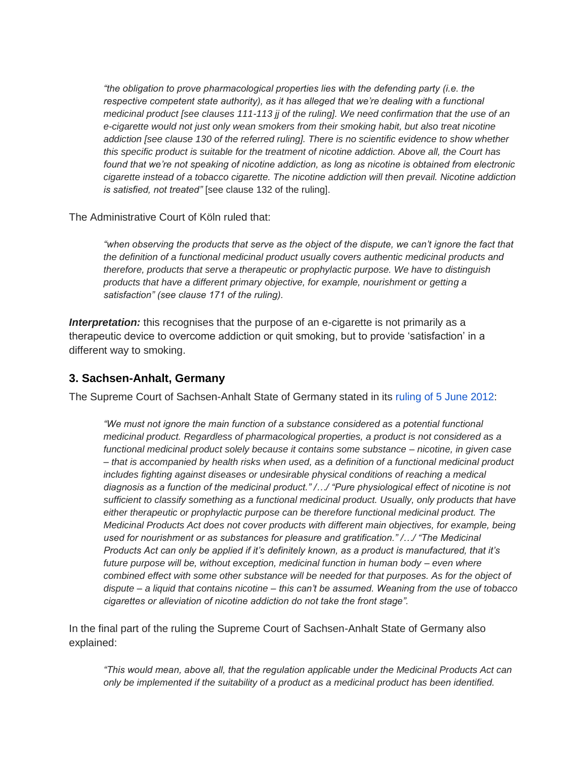> *"the obligation to prove pharmacological properties lies with the defending party (i.e. the respective competent state authority), as it has alleged that we're dealing with a functional medicinal product [see clauses 111-113 jj of the ruling]. We need confirmation that the use of an e-cigarette would not just only wean smokers from their smoking habit, but also treat nicotine addiction [see clause 130 of the referred ruling]. There is no scientific evidence to show whether this specific product is suitable for the treatment of nicotine addiction. Above all, the Court has found that we're not speaking of nicotine addiction, as long as nicotine is obtained from electronic cigarette instead of a tobacco cigarette. The nicotine addiction will then prevail. Nicotine addiction is satisfied, not treated"* [see clause 132 of the ruling].

The Administrative Court of Köln ruled that:

> *"when observing the products that serve as the object of the dispute, we can't ignore the fact that the definition of a functional medicinal product usually covers authentic medicinal products and therefore, products that serve a therapeutic or prophylactic purpose. We have to distinguish products that have a different primary objective, for example, nourishment or getting a satisfaction" (see clause 171 of the ruling).*

***Interpretation:*** this recognises that the purpose of an e-cigarette is not primarily as a therapeutic device to overcome addiction or quit smoking, but to provide 'satisfaction' in a different way to smoking.

### 3. Sachsen-Anhalt, Germany

The Supreme Court of Sachsen-Anhalt State of Germany stated in its ruling of 5 June 2012:

> *"We must not ignore the main function of a substance considered as a potential functional medicinal product. Regardless of pharmacological properties, a product is not considered as a functional medicinal product solely because it contains some substance – nicotine, in given case – that is accompanied by health risks when used, as a definition of a functional medicinal product includes fighting against diseases or undesirable physical conditions of reaching a medical diagnosis as a function of the medicinal product." /…/ "Pure physiological effect of nicotine is not sufficient to classify something as a functional medicinal product. Usually, only products that have either therapeutic or prophylactic purpose can be therefore functional medicinal product. The Medicinal Products Act does not cover products with different main objectives, for example, being used for nourishment or as substances for pleasure and gratification." /…/ "The Medicinal Products Act can only be applied if it's definitely known, as a product is manufactured, that it's future purpose will be, without exception, medicinal function in human body – even where combined effect with some other substance will be needed for that purposes. As for the object of dispute – a liquid that contains nicotine – this can't be assumed. Weaning from the use of tobacco cigarettes or alleviation of nicotine addiction do not take the front stage".*

In the final part of the ruling the Supreme Court of Sachsen-Anhalt State of Germany also explained:

> *"This would mean, above all, that the regulation applicable under the Medicinal Products Act can only be implemented if the suitability of a product as a medicinal product has been identified.*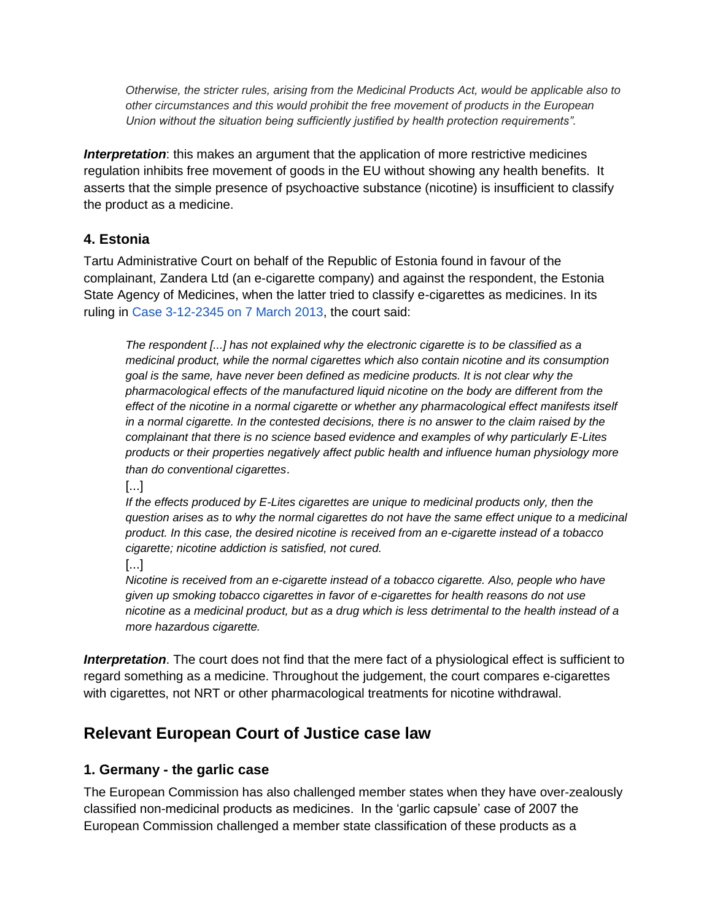*Otherwise, the stricter rules, arising from the Medicinal Products Act, would be applicable also to other circumstances and this would prohibit the free movement of products in the European Union without the situation being sufficiently justified by health protection requirements".*

***Interpretation***: this makes an argument that the application of more restrictive medicines regulation inhibits free movement of goods in the EU without showing any health benefits. It asserts that the simple presence of psychoactive substance (nicotine) is insufficient to classify the product as a medicine.

### 4. Estonia

Tartu Administrative Court on behalf of the Republic of Estonia found in favour of the complainant, Zandera Ltd (an e-cigarette company) and against the respondent, the Estonia State Agency of Medicines, when the latter tried to classify e-cigarettes as medicines. In its ruling in Case 3-12-2345 on 7 March 2013, the court said:

> *The respondent [...] has not explained why the electronic cigarette is to be classified as a medicinal product, while the normal cigarettes which also contain nicotine and its consumption goal is the same, have never been defined as medicine products. It is not clear why the pharmacological effects of the manufactured liquid nicotine on the body are different from the effect of the nicotine in a normal cigarette or whether any pharmacological effect manifests itself in a normal cigarette. In the contested decisions, there is no answer to the claim raised by the complainant that there is no science based evidence and examples of why particularly E-Lites products or their properties negatively affect public health and influence human physiology more than do conventional cigarettes.*
>
> [...]
>
> *If the effects produced by E-Lites cigarettes are unique to medicinal products only, then the question arises as to why the normal cigarettes do not have the same effect unique to a medicinal product. In this case, the desired nicotine is received from an e-cigarette instead of a tobacco cigarette; nicotine addiction is satisfied, not cured.*
>
> [...]
>
> *Nicotine is received from an e-cigarette instead of a tobacco cigarette. Also, people who have given up smoking tobacco cigarettes in favor of e-cigarettes for health reasons do not use nicotine as a medicinal product, but as a drug which is less detrimental to the health instead of a more hazardous cigarette.*

***Interpretation***. The court does not find that the mere fact of a physiological effect is sufficient to regard something as a medicine. Throughout the judgement, the court compares e-cigarettes with cigarettes, not NRT or other pharmacological treatments for nicotine withdrawal.

## Relevant European Court of Justice case law

### 1. Germany - the garlic case

The European Commission has also challenged member states when they have over-zealously classified non-medicinal products as medicines. In the 'garlic capsule' case of 2007 the European Commission challenged a member state classification of these products as a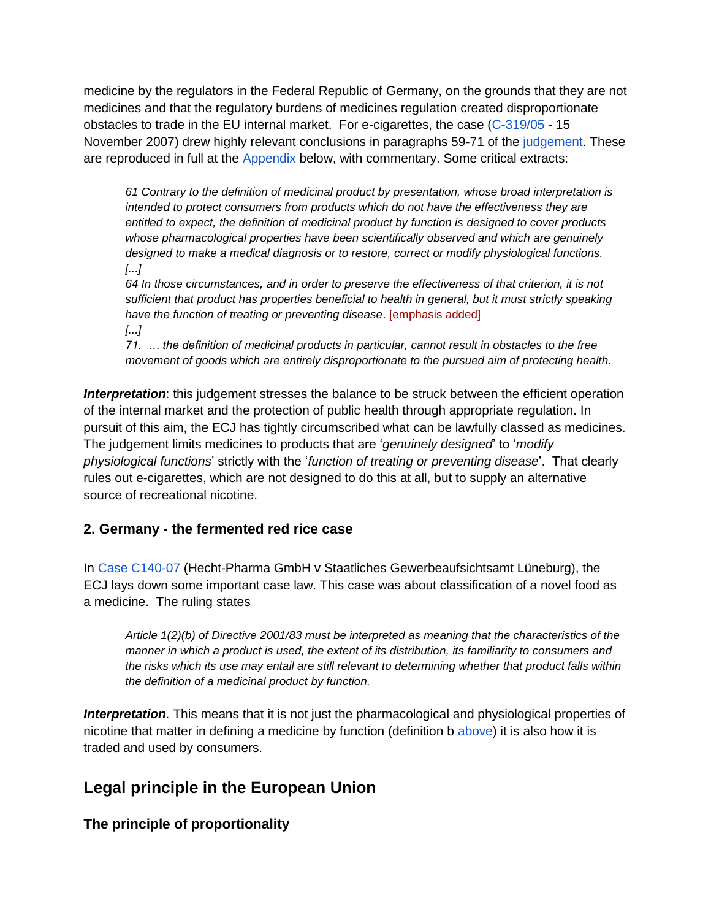medicine by the regulators in the Federal Republic of Germany, on the grounds that they are not medicines and that the regulatory burdens of medicines regulation created disproportionate obstacles to trade in the EU internal market. For e-cigarettes, the case (C-319/05 - 15 November 2007) drew highly relevant conclusions in paragraphs 59-71 of the judgement. These are reproduced in full at the Appendix below, with commentary. Some critical extracts:

> *61 Contrary to the definition of medicinal product by presentation, whose broad interpretation is intended to protect consumers from products which do not have the effectiveness they are entitled to expect, the definition of medicinal product by function is designed to cover products whose pharmacological properties have been scientifically observed and which are genuinely designed to make a medical diagnosis or to restore, correct or modify physiological functions.*
> *[...]*
> *64 In those circumstances, and in order to preserve the effectiveness of that criterion, it is not sufficient that product has properties beneficial to health in general, but it must strictly speaking have the function of treating or preventing disease*. [emphasis added]
> *[...]*
> *71. … the definition of medicinal products in particular, cannot result in obstacles to the free movement of goods which are entirely disproportionate to the pursued aim of protecting health.*

***Interpretation***: this judgement stresses the balance to be struck between the efficient operation of the internal market and the protection of public health through appropriate regulation. In pursuit of this aim, the ECJ has tightly circumscribed what can be lawfully classed as medicines. The judgement limits medicines to products that are '*genuinely designed*' to '*modify physiological functions*' strictly with the '*function of treating or preventing disease*'. That clearly rules out e-cigarettes, which are not designed to do this at all, but to supply an alternative source of recreational nicotine.

### 2. Germany - the fermented red rice case

In Case C140-07 (Hecht-Pharma GmbH v Staatliches Gewerbeaufsichtsamt Lüneburg), the ECJ lays down some important case law. This case was about classification of a novel food as a medicine. The ruling states

> *Article 1(2)(b) of Directive 2001/83 must be interpreted as meaning that the characteristics of the manner in which a product is used, the extent of its distribution, its familiarity to consumers and the risks which its use may entail are still relevant to determining whether that product falls within the definition of a medicinal product by function.*

***Interpretation***. This means that it is not just the pharmacological and physiological properties of nicotine that matter in defining a medicine by function (definition b above) it is also how it is traded and used by consumers.

## Legal principle in the European Union

### The principle of proportionality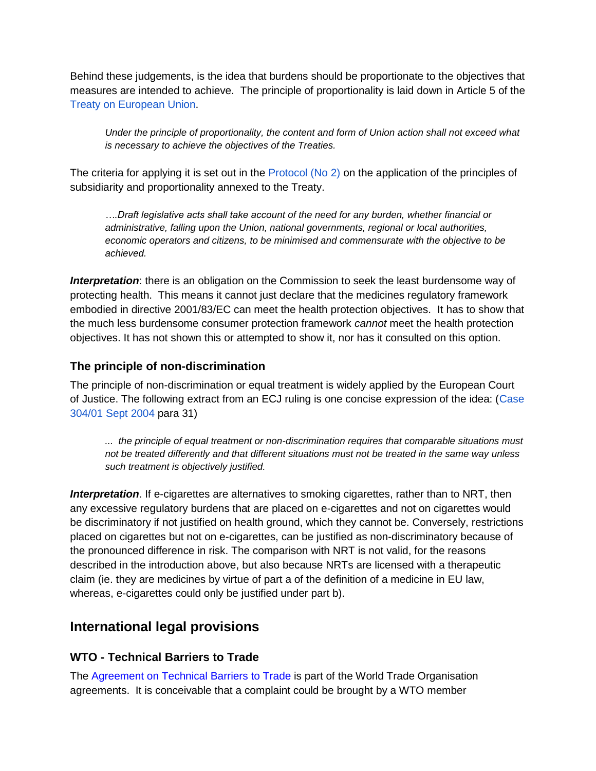Behind these judgements, is the idea that burdens should be proportionate to the objectives that measures are intended to achieve. The principle of proportionality is laid down in Article 5 of the Treaty on European Union.

> *Under the principle of proportionality, the content and form of Union action shall not exceed what is necessary to achieve the objectives of the Treaties.*

The criteria for applying it is set out in the Protocol (No 2) on the application of the principles of subsidiarity and proportionality annexed to the Treaty.

> *….Draft legislative acts shall take account of the need for any burden, whether financial or administrative, falling upon the Union, national governments, regional or local authorities, economic operators and citizens, to be minimised and commensurate with the objective to be achieved.*

***Interpretation***: there is an obligation on the Commission to seek the least burdensome way of protecting health. This means it cannot just declare that the medicines regulatory framework embodied in directive 2001/83/EC can meet the health protection objectives. It has to show that the much less burdensome consumer protection framework *cannot* meet the health protection objectives. It has not shown this or attempted to show it, nor has it consulted on this option.

### The principle of non-discrimination

The principle of non-discrimination or equal treatment is widely applied by the European Court of Justice. The following extract from an ECJ ruling is one concise expression of the idea: (Case 304/01 Sept 2004 para 31)

> *... the principle of equal treatment or non-discrimination requires that comparable situations must not be treated differently and that different situations must not be treated in the same way unless such treatment is objectively justified.*

***Interpretation***. If e-cigarettes are alternatives to smoking cigarettes, rather than to NRT, then any excessive regulatory burdens that are placed on e-cigarettes and not on cigarettes would be discriminatory if not justified on health ground, which they cannot be. Conversely, restrictions placed on cigarettes but not on e-cigarettes, can be justified as non-discriminatory because of the pronounced difference in risk. The comparison with NRT is not valid, for the reasons described in the introduction above, but also because NRTs are licensed with a therapeutic claim (ie. they are medicines by virtue of part a of the definition of a medicine in EU law, whereas, e-cigarettes could only be justified under part b).

## International legal provisions

### WTO - Technical Barriers to Trade

The Agreement on Technical Barriers to Trade is part of the World Trade Organisation agreements. It is conceivable that a complaint could be brought by a WTO member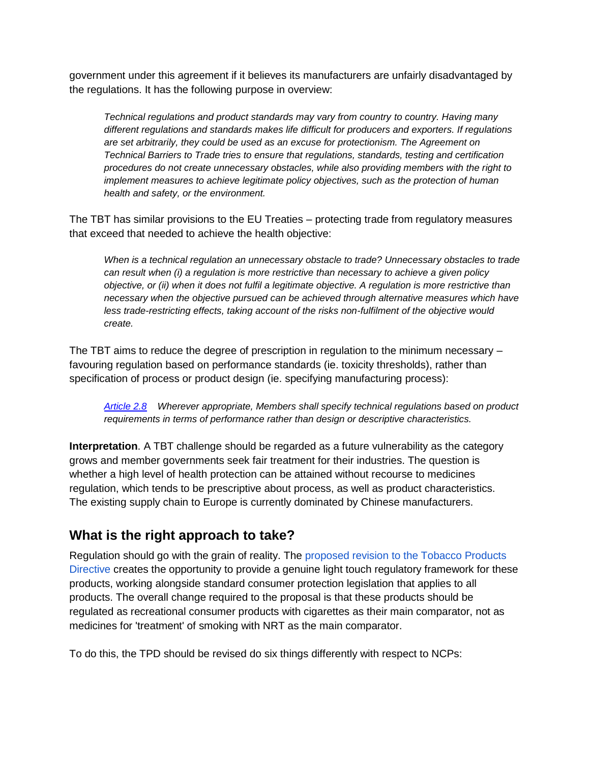government under this agreement if it believes its manufacturers are unfairly disadvantaged by the regulations. It has the following purpose in overview:

> *Technical regulations and product standards may vary from country to country. Having many different regulations and standards makes life difficult for producers and exporters. If regulations are set arbitrarily, they could be used as an excuse for protectionism. The Agreement on Technical Barriers to Trade tries to ensure that regulations, standards, testing and certification procedures do not create unnecessary obstacles, while also providing members with the right to implement measures to achieve legitimate policy objectives, such as the protection of human health and safety, or the environment.*

The TBT has similar provisions to the EU Treaties – protecting trade from regulatory measures that exceed that needed to achieve the health objective:

> *When is a technical regulation an unnecessary obstacle to trade? Unnecessary obstacles to trade can result when (i) a regulation is more restrictive than necessary to achieve a given policy objective, or (ii) when it does not fulfil a legitimate objective. A regulation is more restrictive than necessary when the objective pursued can be achieved through alternative measures which have less trade-restricting effects, taking account of the risks non-fulfilment of the objective would create.*

The TBT aims to reduce the degree of prescription in regulation to the minimum necessary – favouring regulation based on performance standards (ie. toxicity thresholds), rather than specification of process or product design (ie. specifying manufacturing process):

> *Article 2.8 Wherever appropriate, Members shall specify technical regulations based on product requirements in terms of performance rather than design or descriptive characteristics.*

**Interpretation**. A TBT challenge should be regarded as a future vulnerability as the category grows and member governments seek fair treatment for their industries. The question is whether a high level of health protection can be attained without recourse to medicines regulation, which tends to be prescriptive about process, as well as product characteristics. The existing supply chain to Europe is currently dominated by Chinese manufacturers.

## What is the right approach to take?

Regulation should go with the grain of reality. The proposed revision to the Tobacco Products Directive creates the opportunity to provide a genuine light touch regulatory framework for these products, working alongside standard consumer protection legislation that applies to all products. The overall change required to the proposal is that these products should be regulated as recreational consumer products with cigarettes as their main comparator, not as medicines for 'treatment' of smoking with NRT as the main comparator.

To do this, the TPD should be revised do six things differently with respect to NCPs: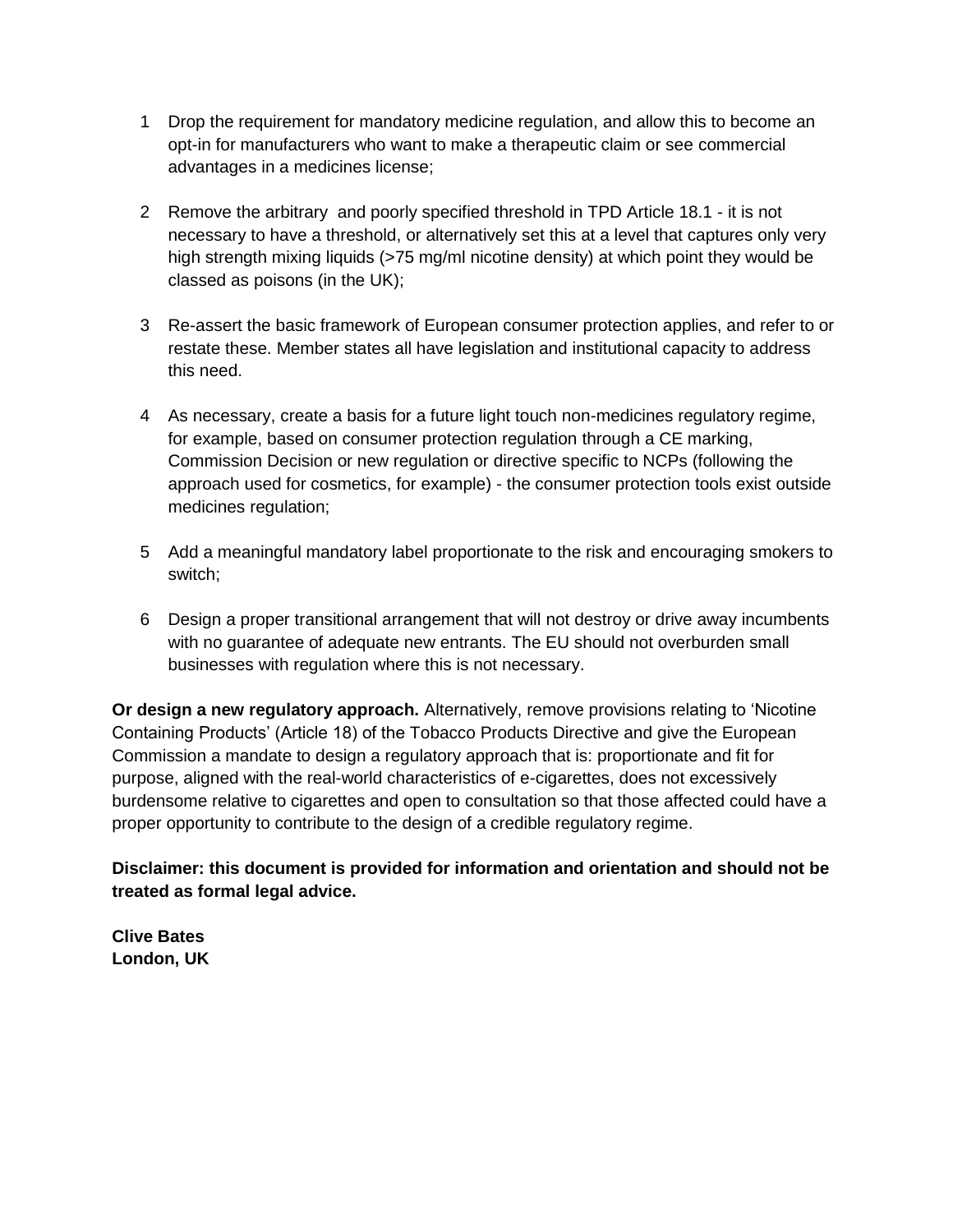1. Drop the requirement for mandatory medicine regulation, and allow this to become an opt-in for manufacturers who want to make a therapeutic claim or see commercial advantages in a medicines license;

2. Remove the arbitrary and poorly specified threshold in TPD Article 18.1 - it is not necessary to have a threshold, or alternatively set this at a level that captures only very high strength mixing liquids (>75 mg/ml nicotine density) at which point they would be classed as poisons (in the UK);

3. Re-assert the basic framework of European consumer protection applies, and refer to or restate these. Member states all have legislation and institutional capacity to address this need.

4. As necessary, create a basis for a future light touch non-medicines regulatory regime, for example, based on consumer protection regulation through a CE marking, Commission Decision or new regulation or directive specific to NCPs (following the approach used for cosmetics, for example) - the consumer protection tools exist outside medicines regulation;

5. Add a meaningful mandatory label proportionate to the risk and encouraging smokers to switch;

6. Design a proper transitional arrangement that will not destroy or drive away incumbents with no guarantee of adequate new entrants. The EU should not overburden small businesses with regulation where this is not necessary.

**Or design a new regulatory approach.** Alternatively, remove provisions relating to 'Nicotine Containing Products' (Article 18) of the Tobacco Products Directive and give the European Commission a mandate to design a regulatory approach that is: proportionate and fit for purpose, aligned with the real-world characteristics of e-cigarettes, does not excessively burdensome relative to cigarettes and open to consultation so that those affected could have a proper opportunity to contribute to the design of a credible regulatory regime.

**Disclaimer: this document is provided for information and orientation and should not be treated as formal legal advice.**

**Clive Bates**
**London, UK**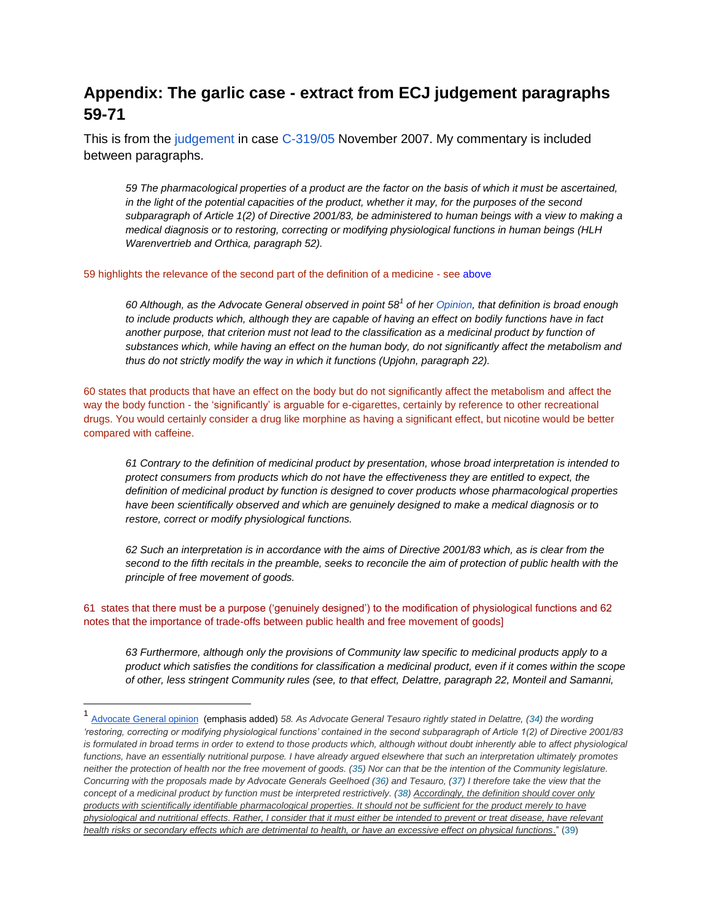# Appendix: The garlic case - extract from ECJ judgement paragraphs 59-71

This is from the judgement in case C-319/05 November 2007. My commentary is included between paragraphs.

> *59 The pharmacological properties of a product are the factor on the basis of which it must be ascertained, in the light of the potential capacities of the product, whether it may, for the purposes of the second subparagraph of Article 1(2) of Directive 2001/83, be administered to human beings with a view to making a medical diagnosis or to restoring, correcting or modifying physiological functions in human beings (HLH Warenvertrieb and Orthica, paragraph 52).*

59 highlights the relevance of the second part of the definition of a medicine - see above

> *60 Although, as the Advocate General observed in point 58[1] of her Opinion, that definition is broad enough to include products which, although they are capable of having an effect on bodily functions have in fact another purpose, that criterion must not lead to the classification as a medicinal product by function of substances which, while having an effect on the human body, do not significantly affect the metabolism and thus do not strictly modify the way in which it functions (Upjohn, paragraph 22).*

60 states that products that have an effect on the body but do not significantly affect the metabolism and affect the way the body function - the 'significantly' is arguable for e-cigarettes, certainly by reference to other recreational drugs. You would certainly consider a drug like morphine as having a significant effect, but nicotine would be better compared with caffeine.

> *61 Contrary to the definition of medicinal product by presentation, whose broad interpretation is intended to protect consumers from products which do not have the effectiveness they are entitled to expect, the definition of medicinal product by function is designed to cover products whose pharmacological properties have been scientifically observed and which are genuinely designed to make a medical diagnosis or to restore, correct or modify physiological functions.*
>
> *62 Such an interpretation is in accordance with the aims of Directive 2001/83 which, as is clear from the second to the fifth recitals in the preamble, seeks to reconcile the aim of protection of public health with the principle of free movement of goods.*

61 states that there must be a purpose ('genuinely designed') to the modification of physiological functions and 62 notes that the importance of trade-offs between public health and free movement of goods]

> *63 Furthermore, although only the provisions of Community law specific to medicinal products apply to a product which satisfies the conditions for classification a medicinal product, even if it comes within the scope of other, less stringent Community rules (see, to that effect, Delattre, paragraph 22, Monteil and Samanni,*

---

[1] Advocate General opinion (emphasis added) *58. As Advocate General Tesauro rightly stated in Delattre, (34) the wording 'restoring, correcting or modifying physiological functions' contained in the second subparagraph of Article 1(2) of Directive 2001/83 is formulated in broad terms in order to extend to those products which, although without doubt inherently able to affect physiological functions, have an essentially nutritional purpose. I have already argued elsewhere that such an interpretation ultimately promotes neither the protection of health nor the free movement of goods. (35) Nor can that be the intention of the Community legislature. Concurring with the proposals made by Advocate Generals Geelhoed (36) and Tesauro, (37) I therefore take the view that the concept of a medicinal product by function must be interpreted restrictively. (38) Accordingly, the definition should cover only products with scientifically identifiable pharmacological properties. It should not be sufficient for the product merely to have physiological and nutritional effects. Rather, I consider that it must either be intended to prevent or treat disease, have relevant health risks or secondary effects which are detrimental to health, or have an excessive effect on physical functions.*" (39)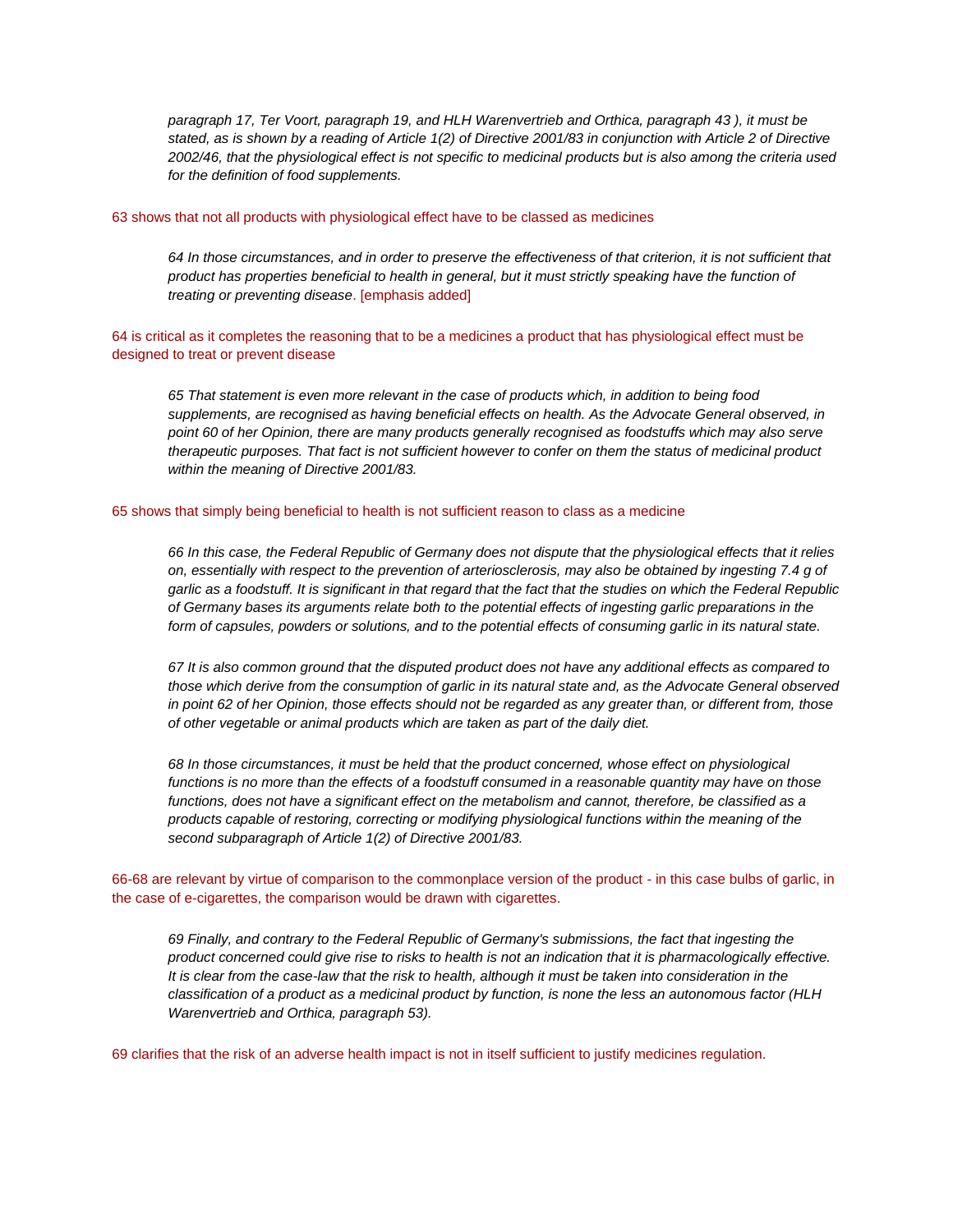*paragraph 17, Ter Voort, paragraph 19, and HLH Warenvertrieb and Orthica, paragraph 43 ), it must be stated, as is shown by a reading of Article 1(2) of Directive 2001/83 in conjunction with Article 2 of Directive 2002/46, that the physiological effect is not specific to medicinal products but is also among the criteria used for the definition of food supplements.*

63 shows that not all products with physiological effect have to be classed as medicines

> *64 In those circumstances, and in order to preserve the effectiveness of that criterion, it is not sufficient that product has properties beneficial to health in general, but it must strictly speaking have the function of treating or preventing disease*. [emphasis added]

64 is critical as it completes the reasoning that to be a medicines a product that has physiological effect must be designed to treat or prevent disease

> *65 That statement is even more relevant in the case of products which, in addition to being food supplements, are recognised as having beneficial effects on health. As the Advocate General observed, in point 60 of her Opinion, there are many products generally recognised as foodstuffs which may also serve therapeutic purposes. That fact is not sufficient however to confer on them the status of medicinal product within the meaning of Directive 2001/83.*

65 shows that simply being beneficial to health is not sufficient reason to class as a medicine

> *66 In this case, the Federal Republic of Germany does not dispute that the physiological effects that it relies on, essentially with respect to the prevention of arteriosclerosis, may also be obtained by ingesting 7.4 g of garlic as a foodstuff. It is significant in that regard that the fact that the studies on which the Federal Republic of Germany bases its arguments relate both to the potential effects of ingesting garlic preparations in the form of capsules, powders or solutions, and to the potential effects of consuming garlic in its natural state.*
>
> *67 It is also common ground that the disputed product does not have any additional effects as compared to those which derive from the consumption of garlic in its natural state and, as the Advocate General observed in point 62 of her Opinion, those effects should not be regarded as any greater than, or different from, those of other vegetable or animal products which are taken as part of the daily diet.*
>
> *68 In those circumstances, it must be held that the product concerned, whose effect on physiological functions is no more than the effects of a foodstuff consumed in a reasonable quantity may have on those functions, does not have a significant effect on the metabolism and cannot, therefore, be classified as a products capable of restoring, correcting or modifying physiological functions within the meaning of the second subparagraph of Article 1(2) of Directive 2001/83.*

66-68 are relevant by virtue of comparison to the commonplace version of the product - in this case bulbs of garlic, in the case of e-cigarettes, the comparison would be drawn with cigarettes.

> *69 Finally, and contrary to the Federal Republic of Germany's submissions, the fact that ingesting the product concerned could give rise to risks to health is not an indication that it is pharmacologically effective. It is clear from the case-law that the risk to health, although it must be taken into consideration in the classification of a product as a medicinal product by function, is none the less an autonomous factor (HLH Warenvertrieb and Orthica, paragraph 53).*

69 clarifies that the risk of an adverse health impact is not in itself sufficient to justify medicines regulation.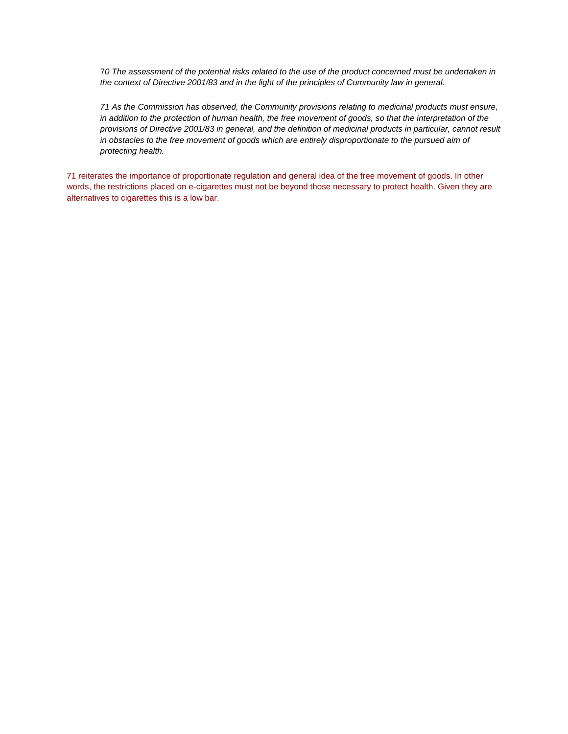> *70 The assessment of the potential risks related to the use of the product concerned must be undertaken in the context of Directive 2001/83 and in the light of the principles of Community law in general.*
>
> *71 As the Commission has observed, the Community provisions relating to medicinal products must ensure, in addition to the protection of human health, the free movement of goods, so that the interpretation of the provisions of Directive 2001/83 in general, and the definition of medicinal products in particular, cannot result in obstacles to the free movement of goods which are entirely disproportionate to the pursued aim of protecting health.*

71 reiterates the importance of proportionate regulation and general idea of the free movement of goods. In other words, the restrictions placed on e-cigarettes must not be beyond those necessary to protect health. Given they are alternatives to cigarettes this is a low bar.